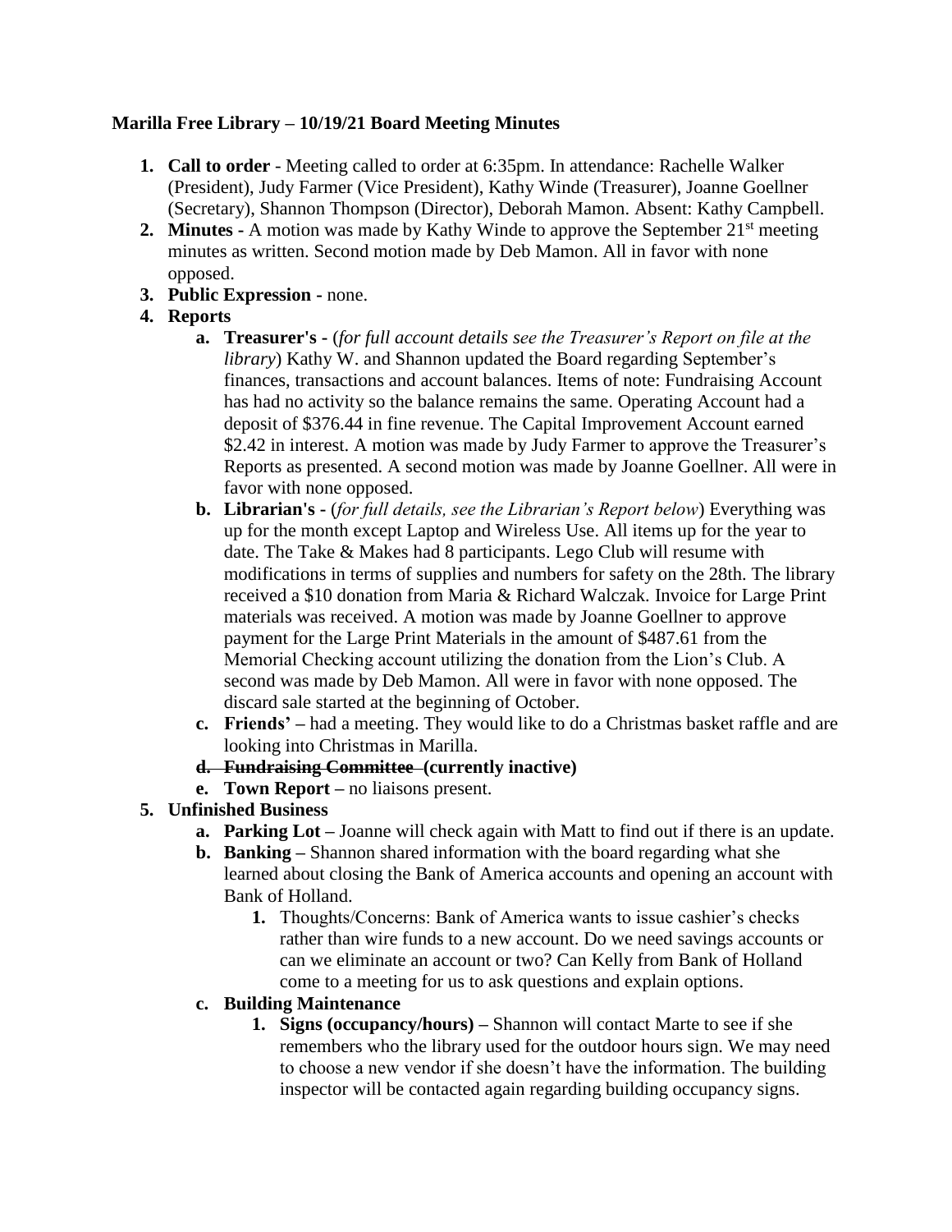**Marilla Free Library – 10/19/21 Board Meeting Minutes**

1. **Call to order** - Meeting called to order at 6:35pm. In attendance: Rachelle Walker (President), Judy Farmer (Vice President), Kathy Winde (Treasurer), Joanne Goellner (Secretary), Shannon Thompson (Director), Deborah Mamon. Absent: Kathy Campbell.
2. **Minutes -** A motion was made by Kathy Winde to approve the September 21st meeting minutes as written. Second motion made by Deb Mamon. All in favor with none opposed.
3. **Public Expression -** none.
4. **Reports**
   - a. **Treasurer's -** (*for full account details see the Treasurer's Report on file at the library*) Kathy W. and Shannon updated the Board regarding September's finances, transactions and account balances. Items of note: Fundraising Account has had no activity so the balance remains the same. Operating Account had a deposit of $376.44 in fine revenue. The Capital Improvement Account earned $2.42 in interest. A motion was made by Judy Farmer to approve the Treasurer's Reports as presented. A second motion was made by Joanne Goellner. All were in favor with none opposed.
   - b. **Librarian's -** (*for full details, see the Librarian's Report below*) Everything was up for the month except Laptop and Wireless Use. All items up for the year to date. The Take & Makes had 8 participants. Lego Club will resume with modifications in terms of supplies and numbers for safety on the 28th. The library received a $10 donation from Maria & Richard Walczak. Invoice for Large Print materials was received. A motion was made by Joanne Goellner to approve payment for the Large Print Materials in the amount of $487.61 from the Memorial Checking account utilizing the donation from the Lion's Club. A second was made by Deb Mamon. All were in favor with none opposed. The discard sale started at the beginning of October.
   - c. **Friends' –** had a meeting. They would like to do a Christmas basket raffle and are looking into Christmas in Marilla.
   - d. ~~**Fundraising Committee**~~ **(currently inactive)**
   - e. **Town Report –** no liaisons present.
5. **Unfinished Business**
   - a. **Parking Lot –** Joanne will check again with Matt to find out if there is an update.
   - b. **Banking –** Shannon shared information with the board regarding what she learned about closing the Bank of America accounts and opening an account with Bank of Holland.
     1. Thoughts/Concerns: Bank of America wants to issue cashier's checks rather than wire funds to a new account. Do we need savings accounts or can we eliminate an account or two? Can Kelly from Bank of Holland come to a meeting for us to ask questions and explain options.
   - c. **Building Maintenance**
     1. **Signs (occupancy/hours) –** Shannon will contact Marte to see if she remembers who the library used for the outdoor hours sign. We may need to choose a new vendor if she doesn't have the information. The building inspector will be contacted again regarding building occupancy signs.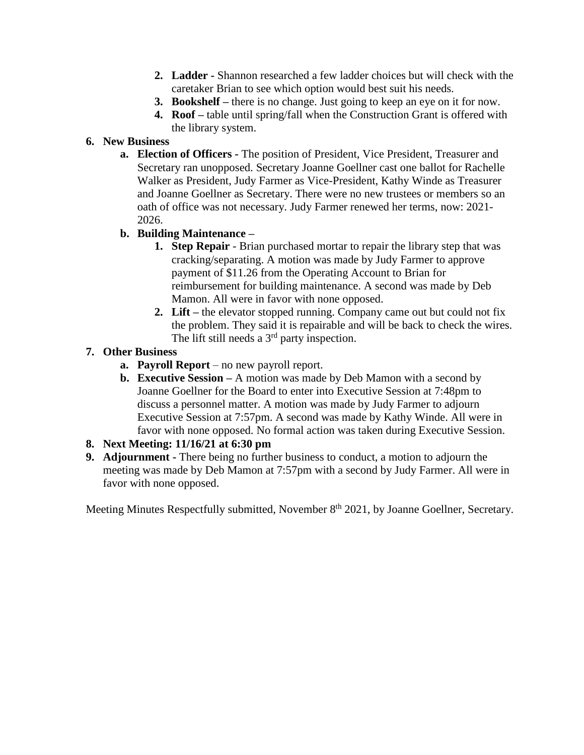2. **Ladder -** Shannon researched a few ladder choices but will check with the caretaker Brian to see which option would best suit his needs.
3. **Bookshelf –** there is no change. Just going to keep an eye on it for now.
4. **Roof –** table until spring/fall when the Construction Grant is offered with the library system.

6. **New Business**
   a. **Election of Officers -** The position of President, Vice President, Treasurer and Secretary ran unopposed. Secretary Joanne Goellner cast one ballot for Rachelle Walker as President, Judy Farmer as Vice-President, Kathy Winde as Treasurer and Joanne Goellner as Secretary. There were no new trustees or members so an oath of office was not necessary. Judy Farmer renewed her terms, now: 2021-2026.
   b. **Building Maintenance –**
      1. **Step Repair** - Brian purchased mortar to repair the library step that was cracking/separating. A motion was made by Judy Farmer to approve payment of $11.26 from the Operating Account to Brian for reimbursement for building maintenance. A second was made by Deb Mamon. All were in favor with none opposed.
      2. **Lift –** the elevator stopped running. Company came out but could not fix the problem. They said it is repairable and will be back to check the wires. The lift still needs a 3rd party inspection.
7. **Other Business**
   a. **Payroll Report** – no new payroll report.
   b. **Executive Session –** A motion was made by Deb Mamon with a second by Joanne Goellner for the Board to enter into Executive Session at 7:48pm to discuss a personnel matter. A motion was made by Judy Farmer to adjourn Executive Session at 7:57pm. A second was made by Kathy Winde. All were in favor with none opposed. No formal action was taken during Executive Session.
8. **Next Meeting: 11/16/21 at 6:30 pm**
9. **Adjournment -** There being no further business to conduct, a motion to adjourn the meeting was made by Deb Mamon at 7:57pm with a second by Judy Farmer. All were in favor with none opposed.

Meeting Minutes Respectfully submitted, November 8th 2021, by Joanne Goellner, Secretary.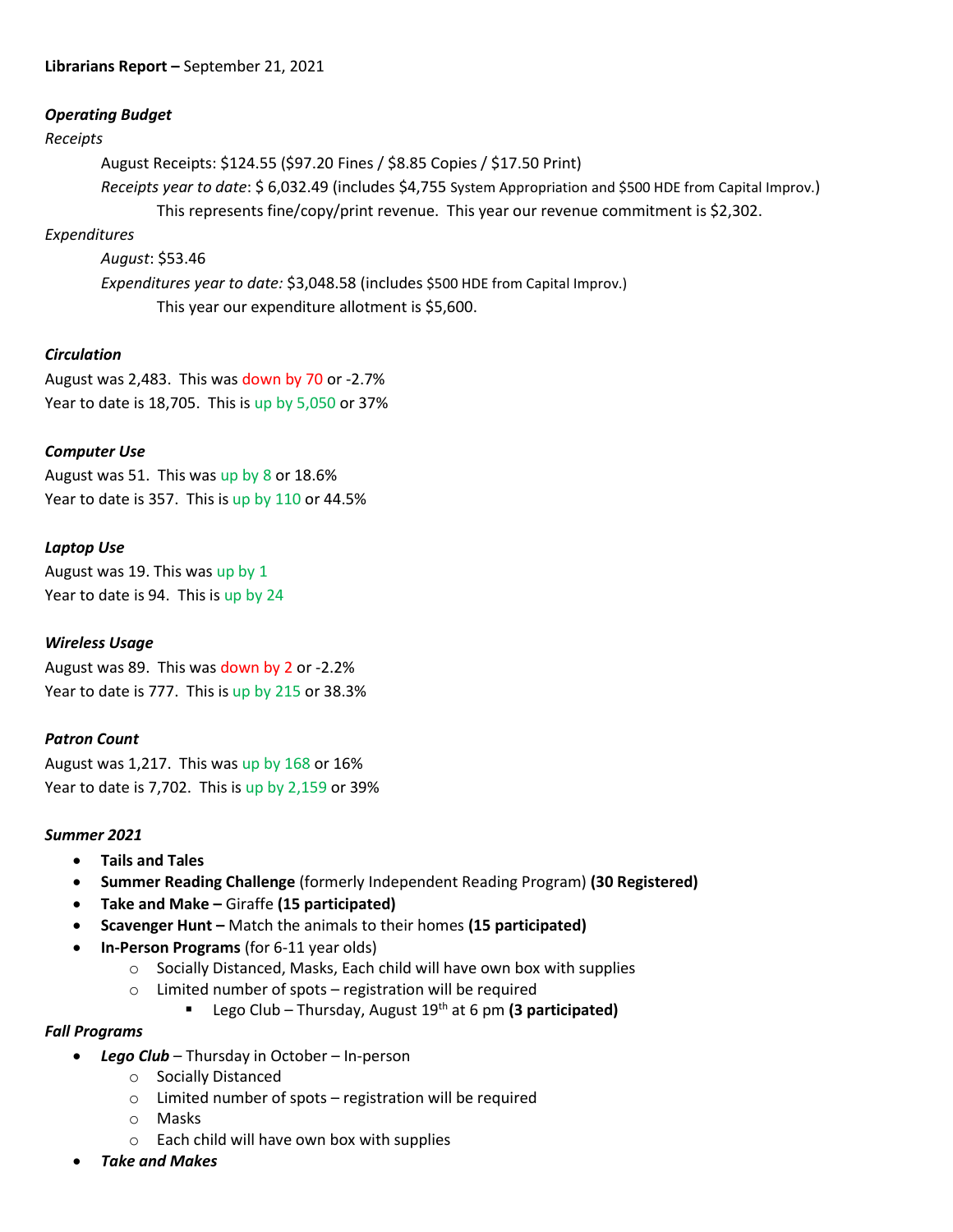**Librarians Report –** September 21, 2021

***Operating Budget***

*Receipts*

August Receipts: $124.55 ($97.20 Fines / $8.85 Copies / $17.50 Print)

*Receipts year to date*: $ 6,032.49 (includes $4,755 System Appropriation and $500 HDE from Capital Improv.)

This represents fine/copy/print revenue. This year our revenue commitment is $2,302.

*Expenditures*

*August*: $53.46

*Expenditures year to date:* $3,048.58 (includes $500 HDE from Capital Improv.)

This year our expenditure allotment is $5,600.

***Circulation***

August was 2,483. This was down by 70 or -2.7%
Year to date is 18,705. This is up by 5,050 or 37%

***Computer Use***

August was 51. This was up by 8 or 18.6%
Year to date is 357. This is up by 110 or 44.5%

***Laptop Use***

August was 19. This was up by 1
Year to date is 94. This is up by 24

***Wireless Usage***

August was 89. This was down by 2 or -2.2%
Year to date is 777. This is up by 215 or 38.3%

***Patron Count***

August was 1,217. This was up by 168 or 16%
Year to date is 7,702. This is up by 2,159 or 39%

***Summer 2021***

- **Tails and Tales**
- **Summer Reading Challenge** (formerly Independent Reading Program) **(30 Registered)**
- **Take and Make –** Giraffe **(15 participated)**
- **Scavenger Hunt –** Match the animals to their homes **(15 participated)**
- **In-Person Programs** (for 6-11 year olds)
  - Socially Distanced, Masks, Each child will have own box with supplies
  - Limited number of spots – registration will be required
    - Lego Club – Thursday, August 19th at 6 pm **(3 participated)**

***Fall Programs***

- ***Lego Club*** – Thursday in October – In-person
  - Socially Distanced
  - Limited number of spots – registration will be required
  - Masks
  - Each child will have own box with supplies
- ***Take and Makes***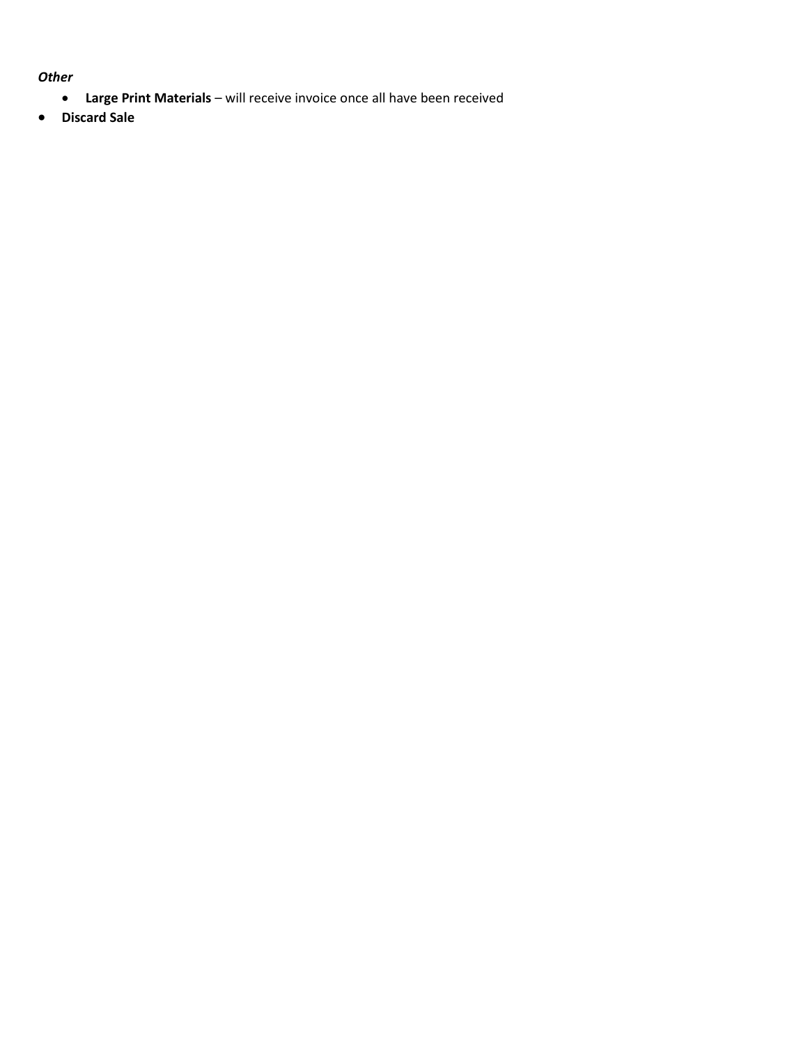***Other***

- **Large Print Materials** – will receive invoice once all have been received

- **Discard Sale**